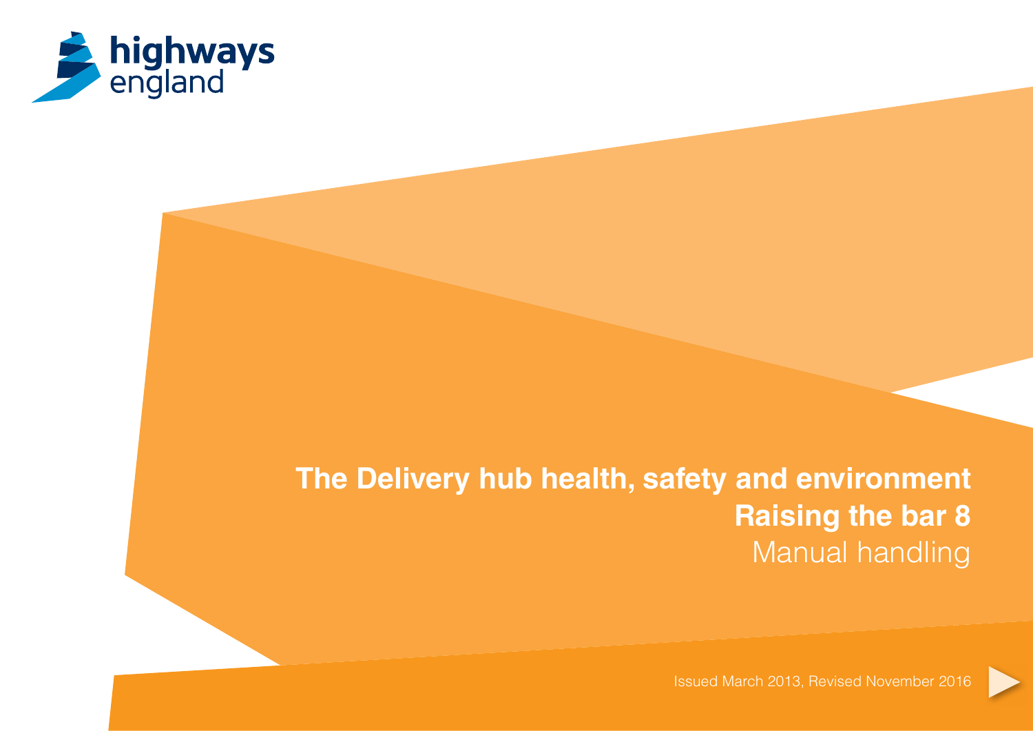highways england

# The Delivery hub health, safety and environment

## Raising the bar 8

Manual handling

Issued March 2013, Revised November 2016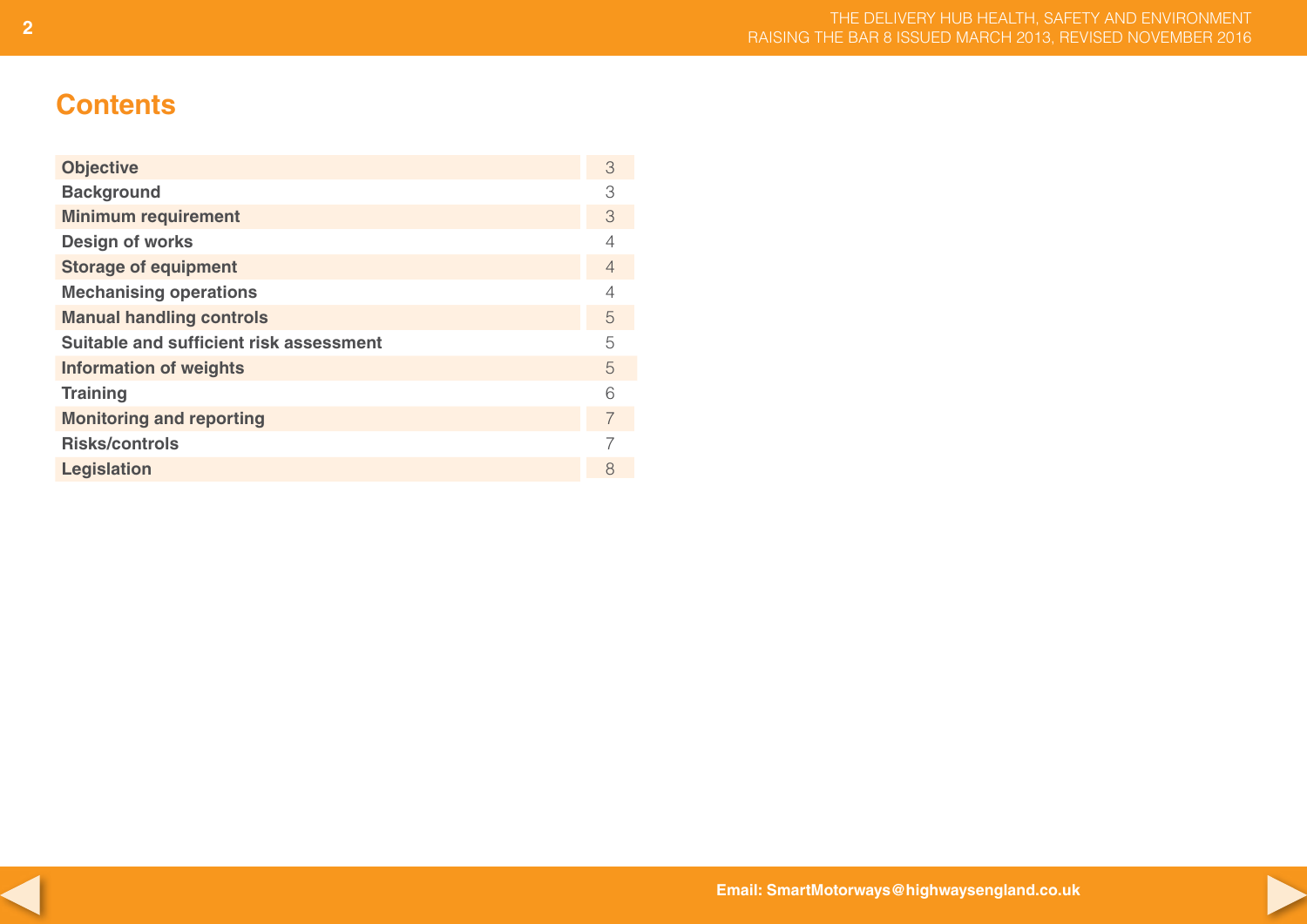# Contents

| | |
|---|---|
| **Objective** | 3 |
| **Background** | 3 |
| **Minimum requirement** | 3 |
| **Design of works** | 4 |
| **Storage of equipment** | 4 |
| **Mechanising operations** | 4 |
| **Manual handling controls** | 5 |
| **Suitable and sufficient risk assessment** | 5 |
| **Information of weights** | 5 |
| **Training** | 6 |
| **Monitoring and reporting** | 7 |
| **Risks/controls** | 7 |
| **Legislation** | 8 |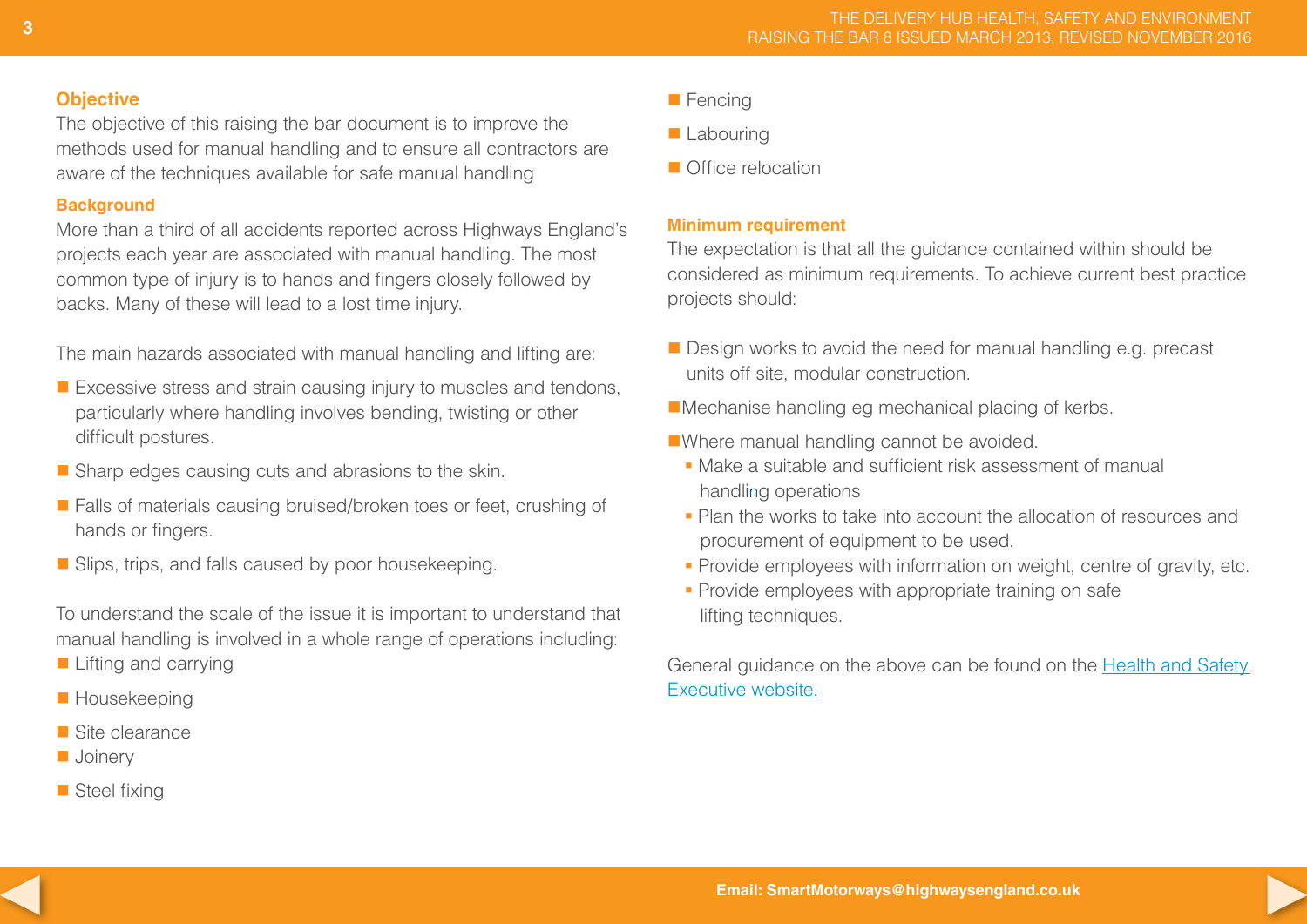## Objective

The objective of this raising the bar document is to improve the methods used for manual handling and to ensure all contractors are aware of the techniques available for safe manual handling

### Background

More than a third of all accidents reported across Highways England's projects each year are associated with manual handling. The most common type of injury is to hands and fingers closely followed by backs. Many of these will lead to a lost time injury.

The main hazards associated with manual handling and lifting are:

- Excessive stress and strain causing injury to muscles and tendons, particularly where handling involves bending, twisting or other difficult postures.
- Sharp edges causing cuts and abrasions to the skin.
- Falls of materials causing bruised/broken toes or feet, crushing of hands or fingers.
- Slips, trips, and falls caused by poor housekeeping.

To understand the scale of the issue it is important to understand that manual handling is involved in a whole range of operations including:

- Lifting and carrying
- Housekeeping
- Site clearance
- Joinery
- Steel fixing
- Fencing
- Labouring
- Office relocation

### Minimum requirement

The expectation is that all the guidance contained within should be considered as minimum requirements. To achieve current best practice projects should:

- Design works to avoid the need for manual handling e.g. precast units off site, modular construction.
- Mechanise handling eg mechanical placing of kerbs.
- Where manual handling cannot be avoided.
  - Make a suitable and sufficient risk assessment of manual handling operations
  - Plan the works to take into account the allocation of resources and procurement of equipment to be used.
  - Provide employees with information on weight, centre of gravity, etc.
  - Provide employees with appropriate training on safe lifting techniques.

General guidance on the above can be found on the [Health and Safety Executive website.]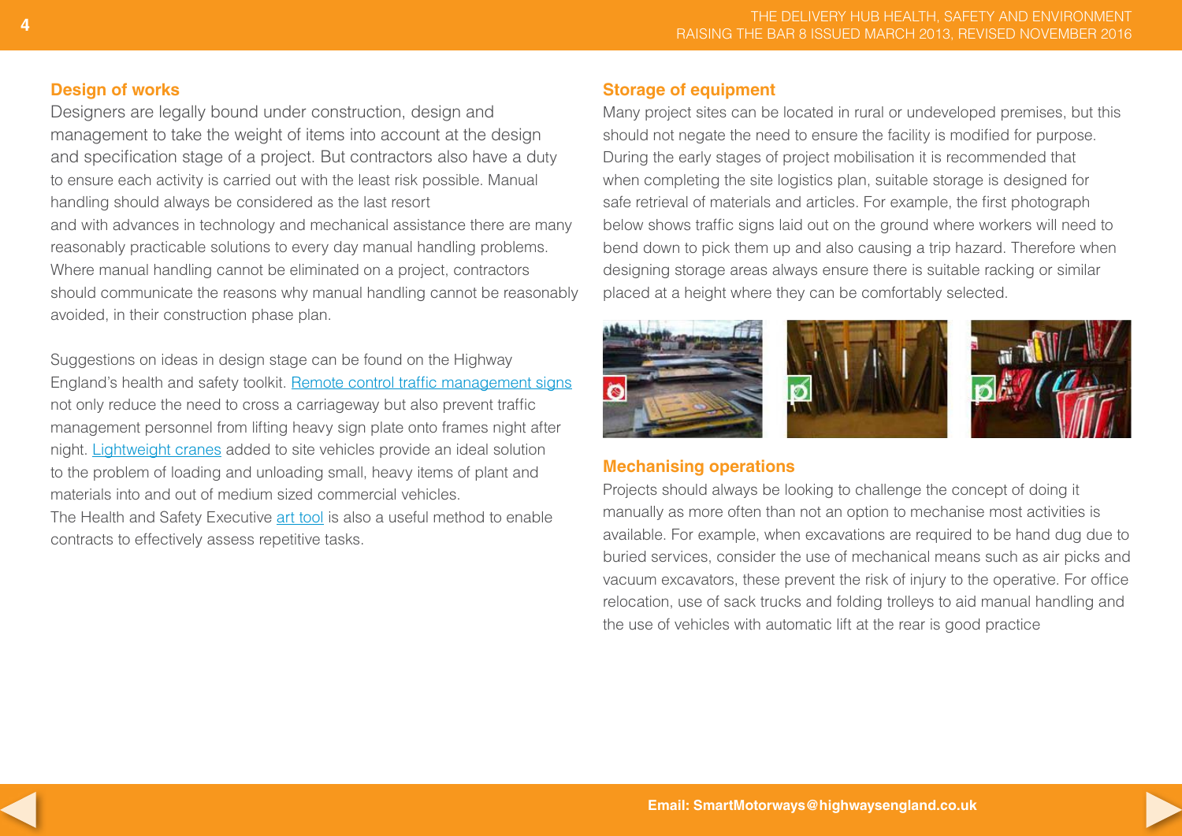### Design of works

Designers are legally bound under construction, design and management to take the weight of items into account at the design and specification stage of a project. But contractors also have a duty to ensure each activity is carried out with the least risk possible. Manual handling should always be considered as the last resort and with advances in technology and mechanical assistance there are many reasonably practicable solutions to every day manual handling problems. Where manual handling cannot be eliminated on a project, contractors should communicate the reasons why manual handling cannot be reasonably avoided, in their construction phase plan.

Suggestions on ideas in design stage can be found on the Highway England's health and safety toolkit. Remote control traffic management signs not only reduce the need to cross a carriageway but also prevent traffic management personnel from lifting heavy sign plate onto frames night after night. Lightweight cranes added to site vehicles provide an ideal solution to the problem of loading and unloading small, heavy items of plant and materials into and out of medium sized commercial vehicles.
The Health and Safety Executive art tool is also a useful method to enable contracts to effectively assess repetitive tasks.

### Storage of equipment

Many project sites can be located in rural or undeveloped premises, but this should not negate the need to ensure the facility is modified for purpose. During the early stages of project mobilisation it is recommended that when completing the site logistics plan, suitable storage is designed for safe retrieval of materials and articles. For example, the first photograph below shows traffic signs laid out on the ground where workers will need to bend down to pick them up and also causing a trip hazard. Therefore when designing storage areas always ensure there is suitable racking or similar placed at a height where they can be comfortably selected.

### Mechanising operations

Projects should always be looking to challenge the concept of doing it manually as more often than not an option to mechanise most activities is available. For example, when excavations are required to be hand dug due to buried services, consider the use of mechanical means such as air picks and vacuum excavators, these prevent the risk of injury to the operative. For office relocation, use of sack trucks and folding trolleys to aid manual handling and the use of vehicles with automatic lift at the rear is good practice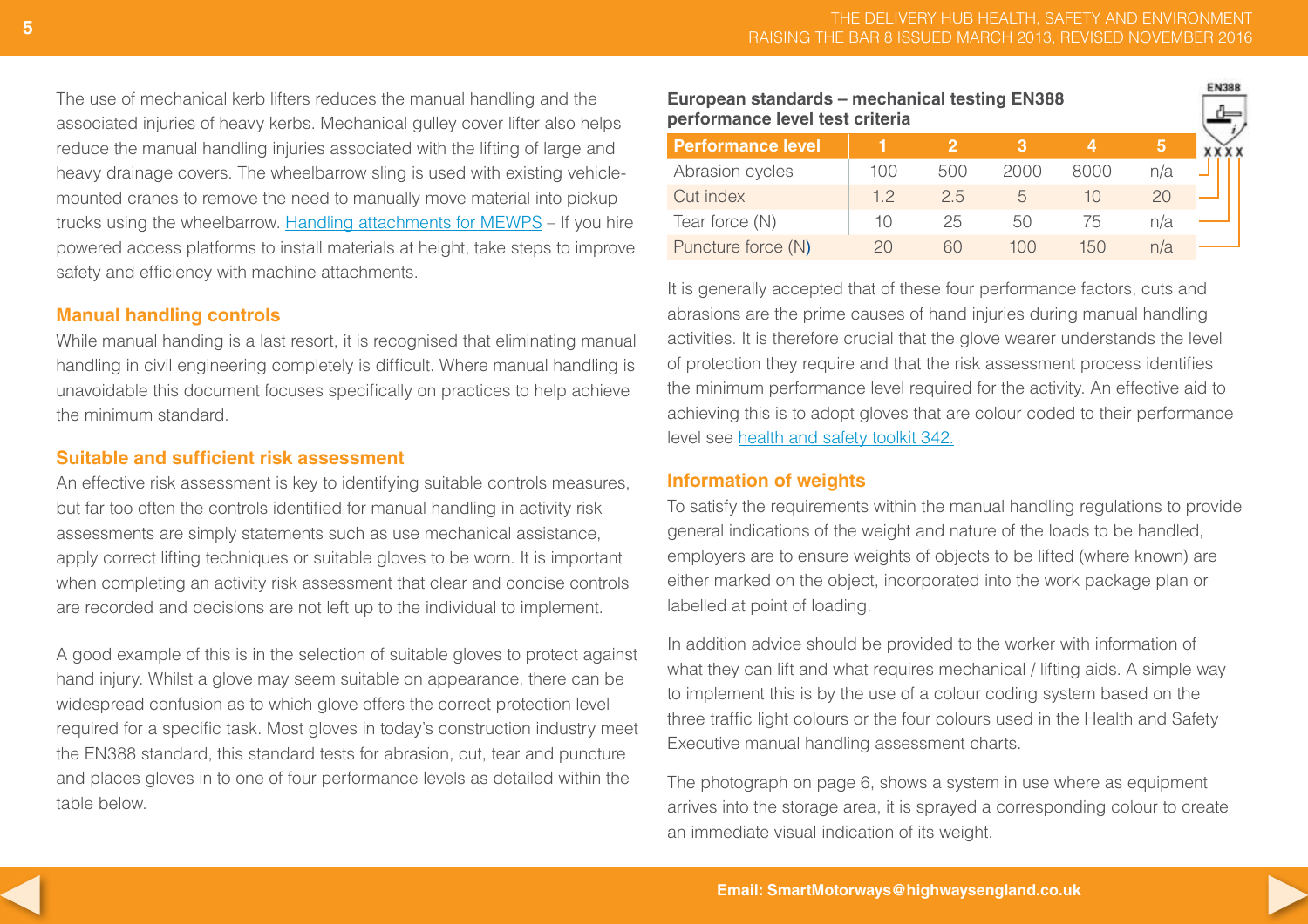The use of mechanical kerb lifters reduces the manual handling and the associated injuries of heavy kerbs. Mechanical gulley cover lifter also helps reduce the manual handling injuries associated with the lifting of large and heavy drainage covers. The wheelbarrow sling is used with existing vehicle-mounted cranes to remove the need to manually move material into pickup trucks using the wheelbarrow. [Handling attachments for MEWPS]() – If you hire powered access platforms to install materials at height, take steps to improve safety and efficiency with machine attachments.

### Manual handling controls

While manual handing is a last resort, it is recognised that eliminating manual handling in civil engineering completely is difficult. Where manual handling is unavoidable this document focuses specifically on practices to help achieve the minimum standard.

### Suitable and sufficient risk assessment

An effective risk assessment is key to identifying suitable controls measures, but far too often the controls identified for manual handling in activity risk assessments are simply statements such as use mechanical assistance, apply correct lifting techniques or suitable gloves to be worn. It is important when completing an activity risk assessment that clear and concise controls are recorded and decisions are not left up to the individual to implement.

A good example of this is in the selection of suitable gloves to protect against hand injury. Whilst a glove may seem suitable on appearance, there can be widespread confusion as to which glove offers the correct protection level required for a specific task. Most gloves in today's construction industry meet the EN388 standard, this standard tests for abrasion, cut, tear and puncture and places gloves in to one of four performance levels as detailed within the table below.

**European standards – mechanical testing EN388 performance level test criteria**

| Performance level | 1 | 2 | 3 | 4 | 5 |
|---|---|---|---|---|---|
| Abrasion cycles | 100 | 500 | 2000 | 8000 | n/a |
| Cut index | 1.2 | 2.5 | 5 | 10 | 20 |
| Tear force (N) | 10 | 25 | 50 | 75 | n/a |
| Puncture force (N) | 20 | 60 | 100 | 150 | n/a |

EN388 XXXX

It is generally accepted that of these four performance factors, cuts and abrasions are the prime causes of hand injuries during manual handling activities. It is therefore crucial that the glove wearer understands the level of protection they require and that the risk assessment process identifies the minimum performance level required for the activity. An effective aid to achieving this is to adopt gloves that are colour coded to their performance level see [health and safety toolkit 342.]()

### Information of weights

To satisfy the requirements within the manual handling regulations to provide general indications of the weight and nature of the loads to be handled, employers are to ensure weights of objects to be lifted (where known) are either marked on the object, incorporated into the work package plan or labelled at point of loading.

In addition advice should be provided to the worker with information of what they can lift and what requires mechanical / lifting aids. A simple way to implement this is by the use of a colour coding system based on the three traffic light colours or the four colours used in the Health and Safety Executive manual handling assessment charts.

The photograph on page 6, shows a system in use where as equipment arrives into the storage area, it is sprayed a corresponding colour to create an immediate visual indication of its weight.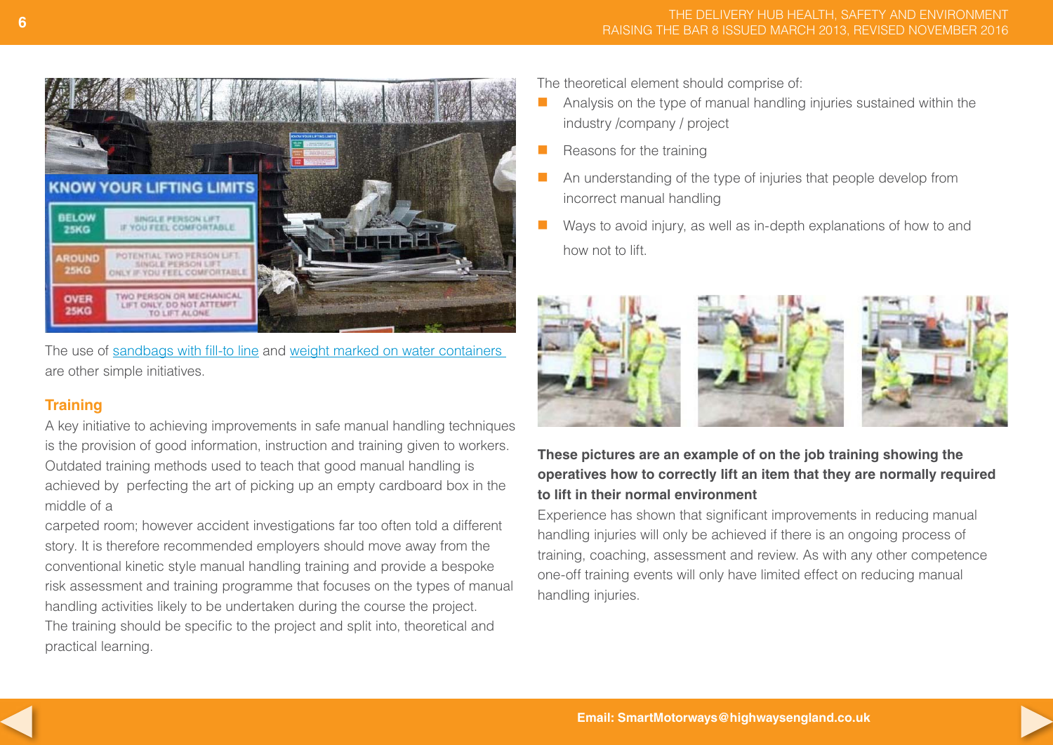The use of sandbags with fill-to line and weight marked on water containers are other simple initiatives.

## Training

A key initiative to achieving improvements in safe manual handling techniques is the provision of good information, instruction and training given to workers. Outdated training methods used to teach that good manual handling is achieved by perfecting the art of picking up an empty cardboard box in the middle of a

carpeted room; however accident investigations far too often told a different story. It is therefore recommended employers should move away from the conventional kinetic style manual handling training and provide a bespoke risk assessment and training programme that focuses on the types of manual handling activities likely to be undertaken during the course the project. The training should be specific to the project and split into, theoretical and practical learning.

The theoretical element should comprise of:

- Analysis on the type of manual handling injuries sustained within the industry /company / project
- Reasons for the training
- An understanding of the type of injuries that people develop from incorrect manual handling
- Ways to avoid injury, as well as in-depth explanations of how to and how not to lift.

**These pictures are an example of on the job training showing the operatives how to correctly lift an item that they are normally required to lift in their normal environment**

Experience has shown that significant improvements in reducing manual handling injuries will only be achieved if there is an ongoing process of training, coaching, assessment and review. As with any other competence one-off training events will only have limited effect on reducing manual handling injuries.

**Email: SmartMotorways@highwaysengland.co.uk**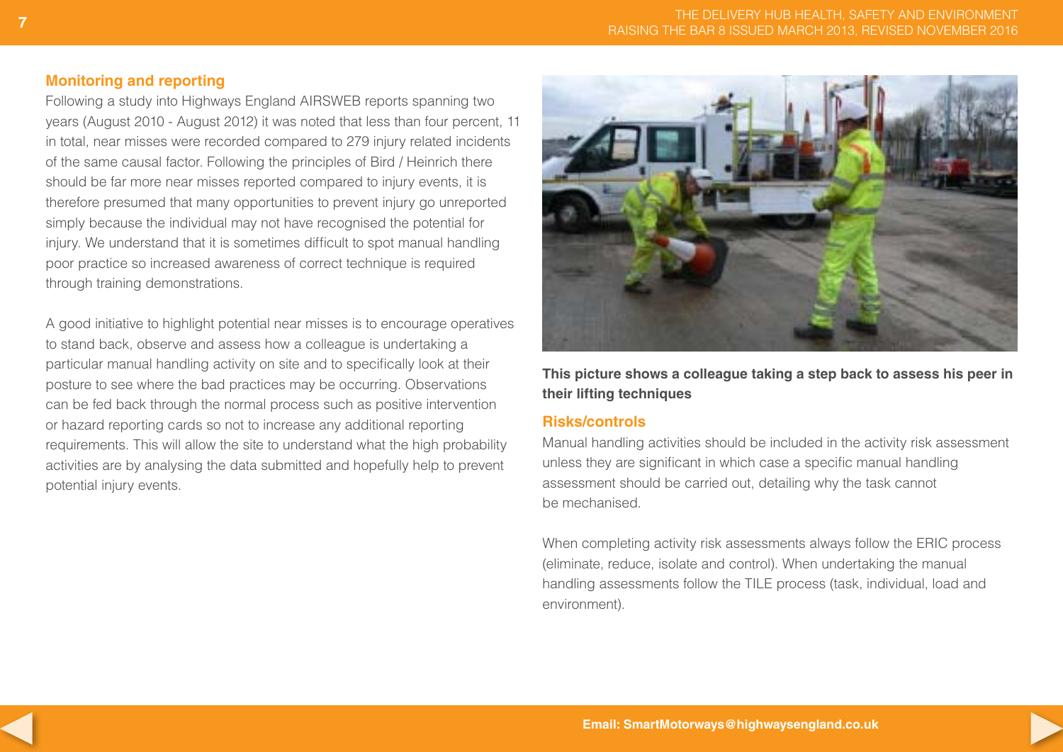## Monitoring and reporting

Following a study into Highways England AIRSWEB reports spanning two years (August 2010 - August 2012) it was noted that less than four percent, 11 in total, near misses were recorded compared to 279 injury related incidents of the same causal factor. Following the principles of Bird / Heinrich there should be far more near misses reported compared to injury events, it is therefore presumed that many opportunities to prevent injury go unreported simply because the individual may not have recognised the potential for injury. We understand that it is sometimes difficult to spot manual handling poor practice so increased awareness of correct technique is required through training demonstrations.

A good initiative to highlight potential near misses is to encourage operatives to stand back, observe and assess how a colleague is undertaking a particular manual handling activity on site and to specifically look at their posture to see where the bad practices may be occurring. Observations can be fed back through the normal process such as positive intervention or hazard reporting cards so not to increase any additional reporting requirements. This will allow the site to understand what the high probability activities are by analysing the data submitted and hopefully help to prevent potential injury events.

**This picture shows a colleague taking a step back to assess his peer in their lifting techniques**

## Risks/controls

Manual handling activities should be included in the activity risk assessment unless they are significant in which case a specific manual handling assessment should be carried out, detailing why the task cannot be mechanised.

When completing activity risk assessments always follow the ERIC process (eliminate, reduce, isolate and control). When undertaking the manual handling assessments follow the TILE process (task, individual, load and environment).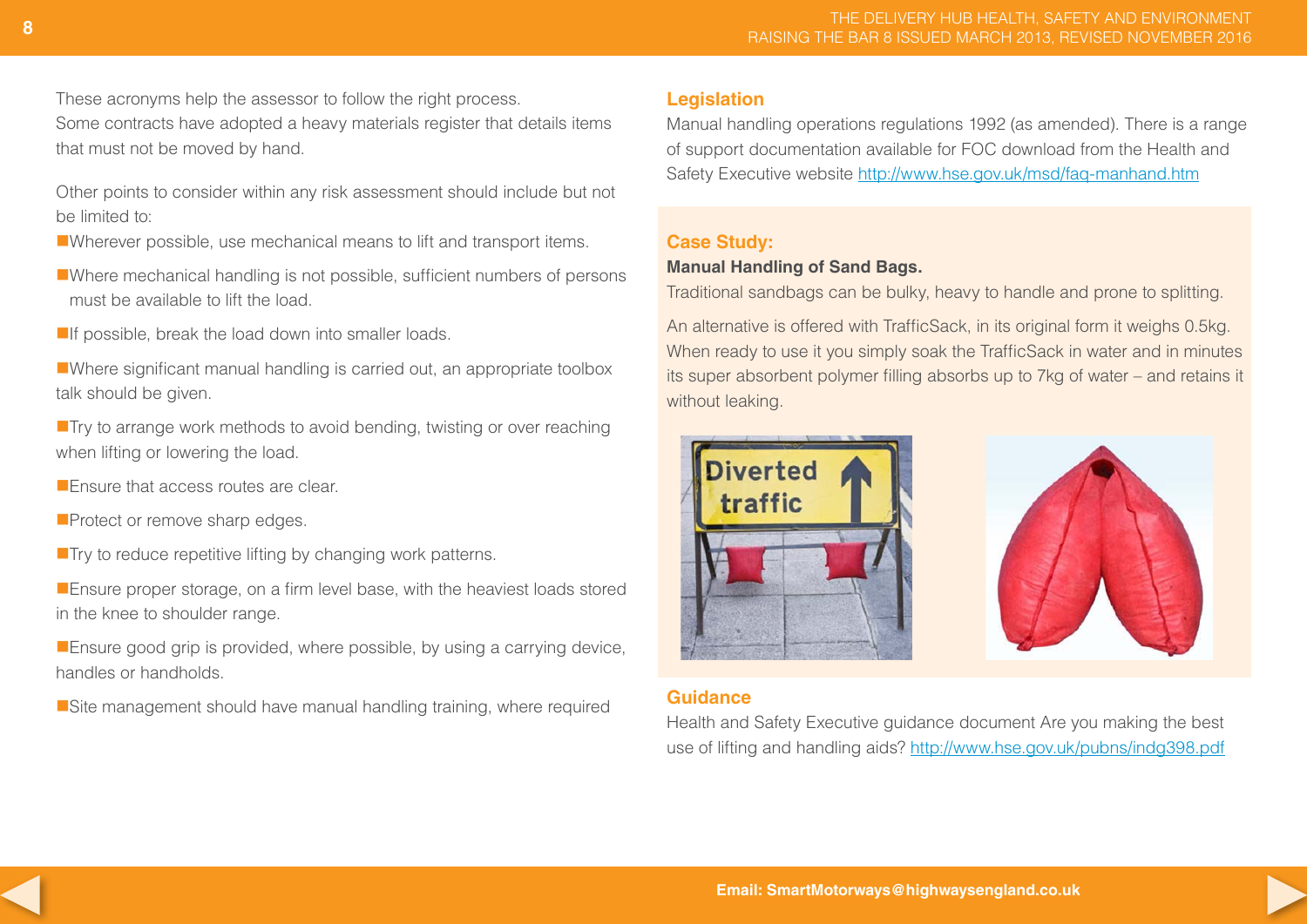These acronyms help the assessor to follow the right process.
Some contracts have adopted a heavy materials register that details items that must not be moved by hand.

Other points to consider within any risk assessment should include but not be limited to:

- Wherever possible, use mechanical means to lift and transport items.
- Where mechanical handling is not possible, sufficient numbers of persons must be available to lift the load.
- If possible, break the load down into smaller loads.
- Where significant manual handling is carried out, an appropriate toolbox talk should be given.
- Try to arrange work methods to avoid bending, twisting or over reaching when lifting or lowering the load.
- Ensure that access routes are clear.
- Protect or remove sharp edges.
- Try to reduce repetitive lifting by changing work patterns.
- Ensure proper storage, on a firm level base, with the heaviest loads stored in the knee to shoulder range.
- Ensure good grip is provided, where possible, by using a carrying device, handles or handholds.
- Site management should have manual handling training, where required

## Legislation

Manual handling operations regulations 1992 (as amended). There is a range of support documentation available for FOC download from the Health and Safety Executive website http://www.hse.gov.uk/msd/faq-manhand.htm

## Case Study:

**Manual Handling of Sand Bags.**

Traditional sandbags can be bulky, heavy to handle and prone to splitting.

An alternative is offered with TrafficSack, in its original form it weighs 0.5kg. When ready to use it you simply soak the TrafficSack in water and in minutes its super absorbent polymer filling absorbs up to 7kg of water – and retains it without leaking.

## Guidance

Health and Safety Executive guidance document Are you making the best use of lifting and handling aids? http://www.hse.gov.uk/pubns/indg398.pdf

**Email: SmartMotorways@highwaysengland.co.uk**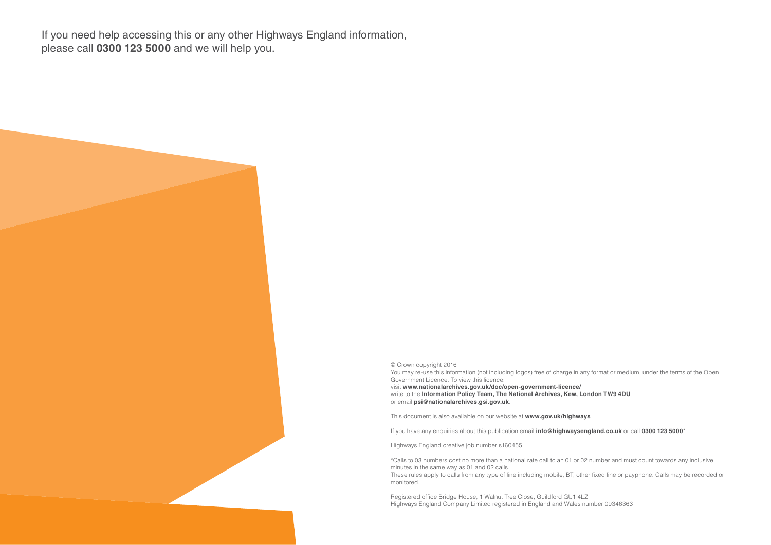If you need help accessing this or any other Highways England information, please call **0300 123 5000** and we will help you.

© Crown copyright 2016
You may re-use this information (not including logos) free of charge in any format or medium, under the terms of the Open Government Licence. To view this licence:
visit **www.nationalarchives.gov.uk/doc/open-government-licence/**
write to the **Information Policy Team, The National Archives, Kew, London TW9 4DU**,
or email **psi@nationalarchives.gsi.gov.uk**.

This document is also available on our website at **www.gov.uk/highways**

If you have any enquiries about this publication email **info@highwaysengland.co.uk** or call **0300 123 5000***.

Highways England creative job number s160455

*Calls to 03 numbers cost no more than a national rate call to an 01 or 02 number and must count towards any inclusive minutes in the same way as 01 and 02 calls.
These rules apply to calls from any type of line including mobile, BT, other fixed line or payphone. Calls may be recorded or monitored.

Registered office Bridge House, 1 Walnut Tree Close, Guildford GU1 4LZ
Highways England Company Limited registered in England and Wales number 09346363